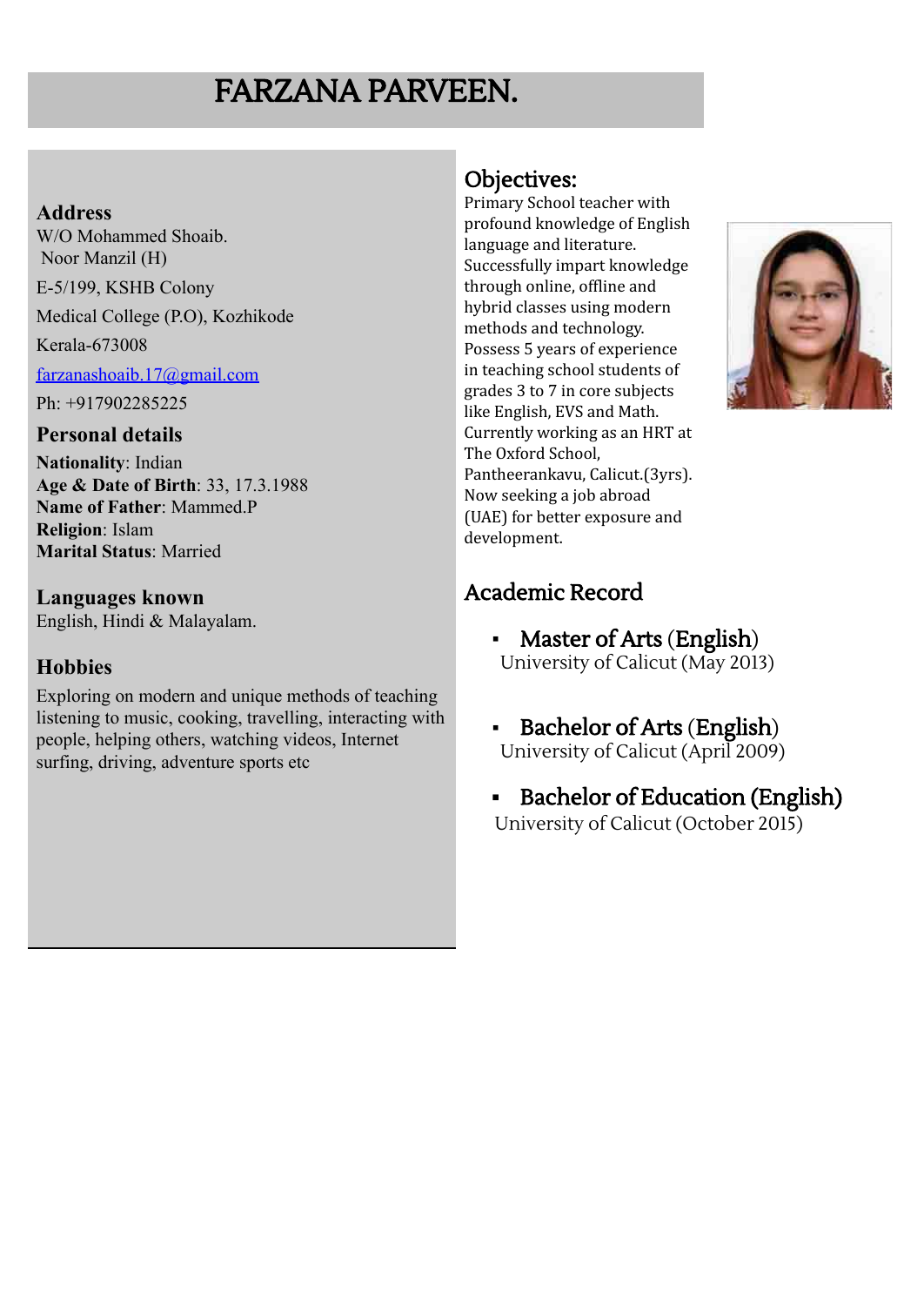# FARZANA PARVEEN.

## Address

W/O Mohammed Shoaib.
Noor Manzil (H)

E-5/199, KSHB Colony

Medical College (P.O), Kozhikode

Kerala-673008

farzanashoaib.17@gmail.com

Ph: +917902285225

## Personal details

**Nationality**: Indian
**Age & Date of Birth**: 33, 17.3.1988
**Name of Father**: Mammed.P
**Religion**: Islam
**Marital Status**: Married

## Languages known

English, Hindi & Malayalam.

## Hobbies

Exploring on modern and unique methods of teaching listening to music, cooking, travelling, interacting with people, helping others, watching videos, Internet surfing, driving, adventure sports etc

## Objectives:

Primary School teacher with profound knowledge of English language and literature. Successfully impart knowledge through online, offline and hybrid classes using modern methods and technology. Possess 5 years of experience in teaching school students of grades 3 to 7 in core subjects like English, EVS and Math. Currently working as an HRT at The Oxford School, Pantheerankavu, Calicut.(3yrs). Now seeking a job abroad (UAE) for better exposure and development.

## Academic Record

- **Master of Arts (English)**
  University of Calicut (May 2013)

- **Bachelor of Arts (English)**
  University of Calicut (April 2009)

- **Bachelor of Education (English)**
  University of Calicut (October 2015)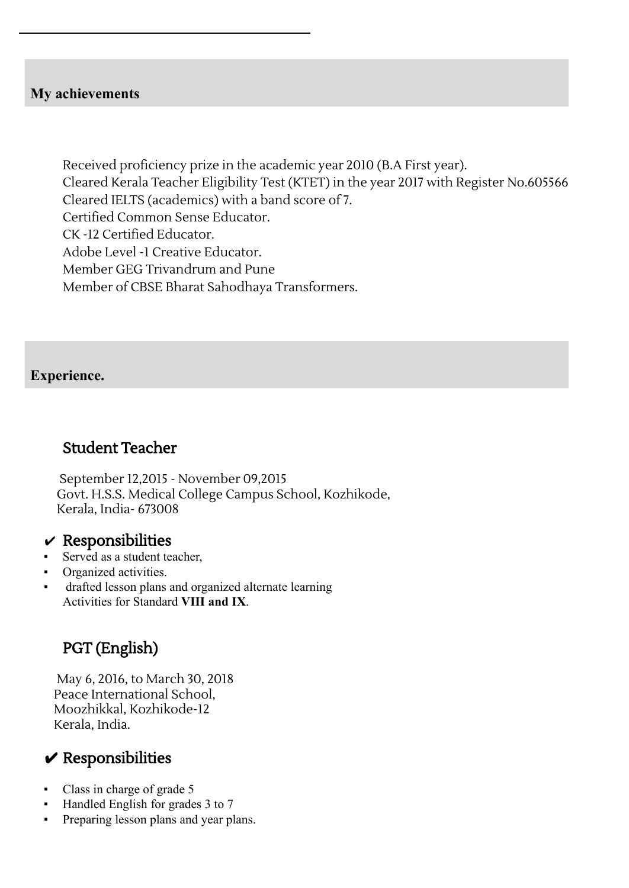## My achievements

Received proficiency prize in the academic year 2010 (B.A First year).
Cleared Kerala Teacher Eligibility Test (KTET) in the year 2017 with Register No.605566
Cleared IELTS (academics) with a band score of 7.
Certified Common Sense Educator.
CK -12 Certified Educator.
Adobe Level -1 Creative Educator.
Member GEG Trivandrum and Pune
Member of CBSE Bharat Sahodhaya Transformers.

## Experience.

### Student Teacher

September 12,2015 - November 09,2015
Govt. H.S.S. Medical College Campus School, Kozhikode,
Kerala, India- 673008

#### ✔ Responsibilities

- Served as a student teacher,
- Organized activities.
- drafted lesson plans and organized alternate learning Activities for Standard **VIII and IX**.

### PGT (English)

May 6, 2016, to March 30, 2018
Peace International School,
Moozhikkal, Kozhikode-12
Kerala, India.

#### ✔ Responsibilities

- Class in charge of grade 5
- Handled English for grades 3 to 7
- Preparing lesson plans and year plans.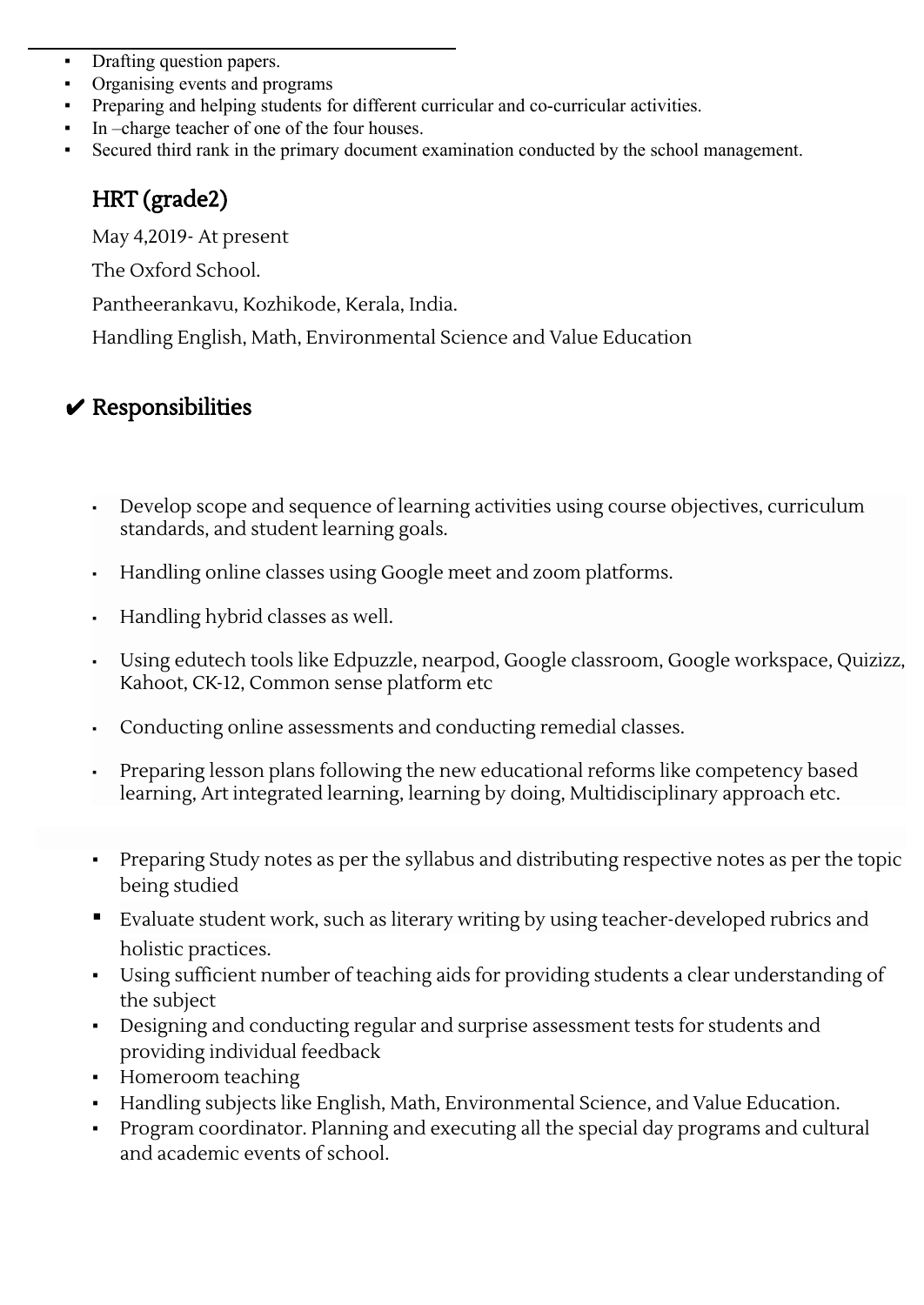- Drafting question papers.
- Organising events and programs
- Preparing and helping students for different curricular and co-curricular activities.
- In –charge teacher of one of the four houses.
- Secured third rank in the primary document examination conducted by the school management.

## HRT (grade2)

May 4,2019- At present

The Oxford School.

Pantheerankavu, Kozhikode, Kerala, India.

Handling English, Math, Environmental Science and Value Education

## ✔ Responsibilities

- Develop scope and sequence of learning activities using course objectives, curriculum standards, and student learning goals.
- Handling online classes using Google meet and zoom platforms.
- Handling hybrid classes as well.
- Using edutech tools like Edpuzzle, nearpod, Google classroom, Google workspace, Quizizz, Kahoot, CK-12, Common sense platform etc
- Conducting online assessments and conducting remedial classes.
- Preparing lesson plans following the new educational reforms like competency based learning, Art integrated learning, learning by doing, Multidisciplinary approach etc.
- Preparing Study notes as per the syllabus and distributing respective notes as per the topic being studied
- Evaluate student work, such as literary writing by using teacher-developed rubrics and holistic practices.
- Using sufficient number of teaching aids for providing students a clear understanding of the subject
- Designing and conducting regular and surprise assessment tests for students and providing individual feedback
- Homeroom teaching
- Handling subjects like English, Math, Environmental Science, and Value Education.
- Program coordinator. Planning and executing all the special day programs and cultural and academic events of school.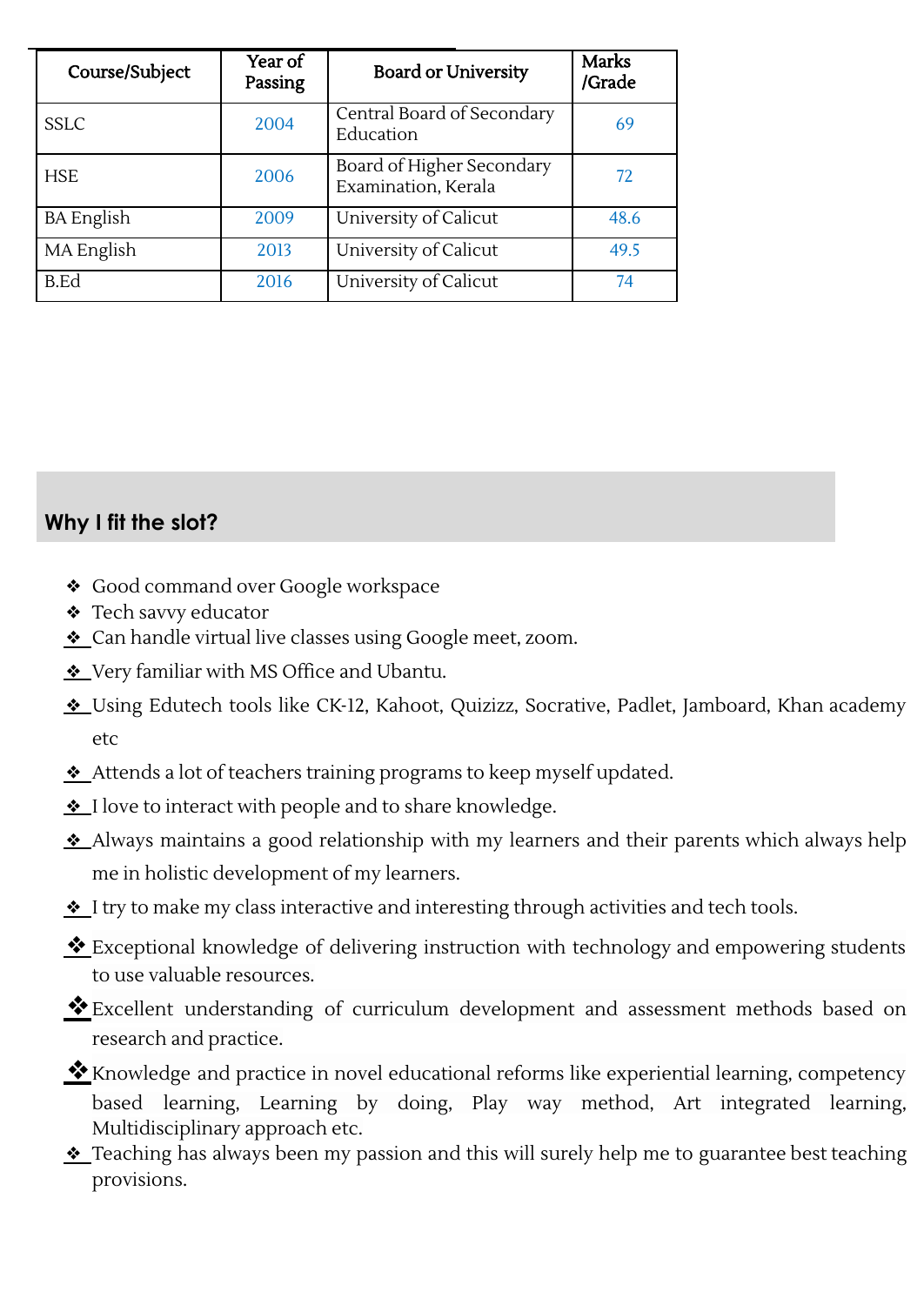| Course/Subject | Year of Passing | Board or University | Marks /Grade |
|---|---|---|---|
| SSLC | 2004 | Central Board of Secondary Education | 69 |
| HSE | 2006 | Board of Higher Secondary Examination, Kerala | 72 |
| BA English | 2009 | University of Calicut | 48.6 |
| MA English | 2013 | University of Calicut | 49.5 |
| B.Ed | 2016 | University of Calicut | 74 |

## Why I fit the slot?

- Good command over Google workspace
- Tech savvy educator
- Can handle virtual live classes using Google meet, zoom.
- Very familiar with MS Office and Ubantu.
- Using Edutech tools like CK-12, Kahoot, Quizizz, Socrative, Padlet, Jamboard, Khan academy etc
- Attends a lot of teachers training programs to keep myself updated.
- I love to interact with people and to share knowledge.
- Always maintains a good relationship with my learners and their parents which always help me in holistic development of my learners.
- I try to make my class interactive and interesting through activities and tech tools.
- Exceptional knowledge of delivering instruction with technology and empowering students to use valuable resources.
- Excellent understanding of curriculum development and assessment methods based on research and practice.
- Knowledge and practice in novel educational reforms like experiential learning, competency based learning, Learning by doing, Play way method, Art integrated learning, Multidisciplinary approach etc.
- Teaching has always been my passion and this will surely help me to guarantee best teaching provisions.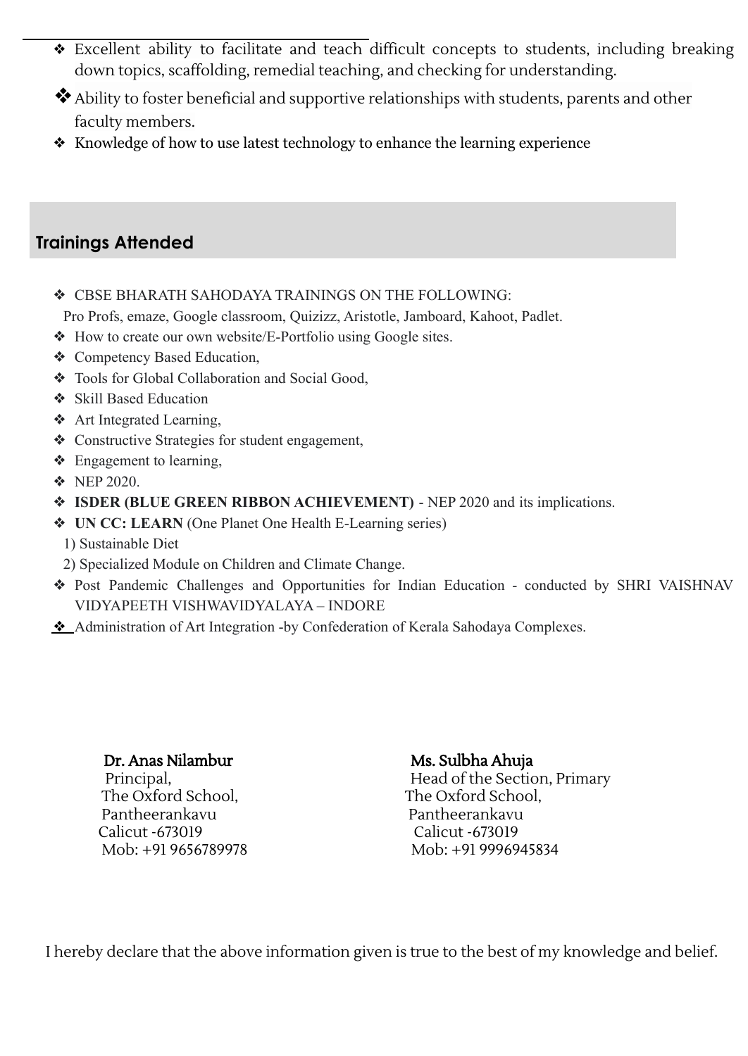- ❖ Excellent ability to facilitate and teach difficult concepts to students, including breaking down topics, scaffolding, remedial teaching, and checking for understanding.
- ❖ Ability to foster beneficial and supportive relationships with students, parents and other faculty members.
- ❖ Knowledge of how to use latest technology to enhance the learning experience

## Trainings Attended

- ❖ CBSE BHARATH SAHODAYA TRAININGS ON THE FOLLOWING:
  Pro Profs, emaze, Google classroom, Quizizz, Aristotle, Jamboard, Kahoot, Padlet.
- ❖ How to create our own website/E-Portfolio using Google sites.
- ❖ Competency Based Education,
- ❖ Tools for Global Collaboration and Social Good,
- ❖ Skill Based Education
- ❖ Art Integrated Learning,
- ❖ Constructive Strategies for student engagement,
- ❖ Engagement to learning,
- ❖ NEP 2020.
- ❖ **ISDER (BLUE GREEN RIBBON ACHIEVEMENT)** - NEP 2020 and its implications.
- ❖ **UN CC: LEARN** (One Planet One Health E-Learning series)
  1) Sustainable Diet
  2) Specialized Module on Children and Climate Change.
- ❖ Post Pandemic Challenges and Opportunities for Indian Education - conducted by SHRI VAISHNAV VIDYAPEETH VISHWAVIDYALAYA – INDORE
- ❖ Administration of Art Integration -by Confederation of Kerala Sahodaya Complexes.

**Dr. Anas Nilambur**
Principal,
The Oxford School,
Pantheerankavu
Calicut -673019
Mob: +91 9656789978

**Ms. Sulbha Ahuja**
Head of the Section, Primary
The Oxford School,
Pantheerankavu
Calicut -673019
Mob: +91 9996945834

I hereby declare that the above information given is true to the best of my knowledge and belief.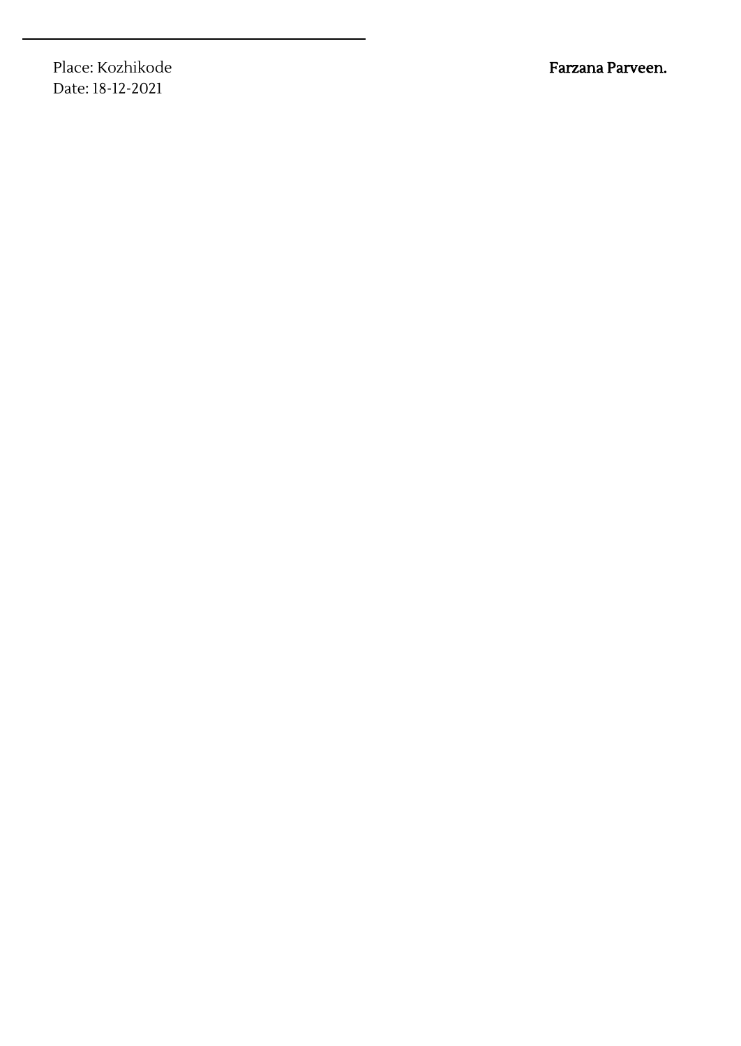---

Place: Kozhikode
Date: 18-12-2021

**Farzana Parveen.**